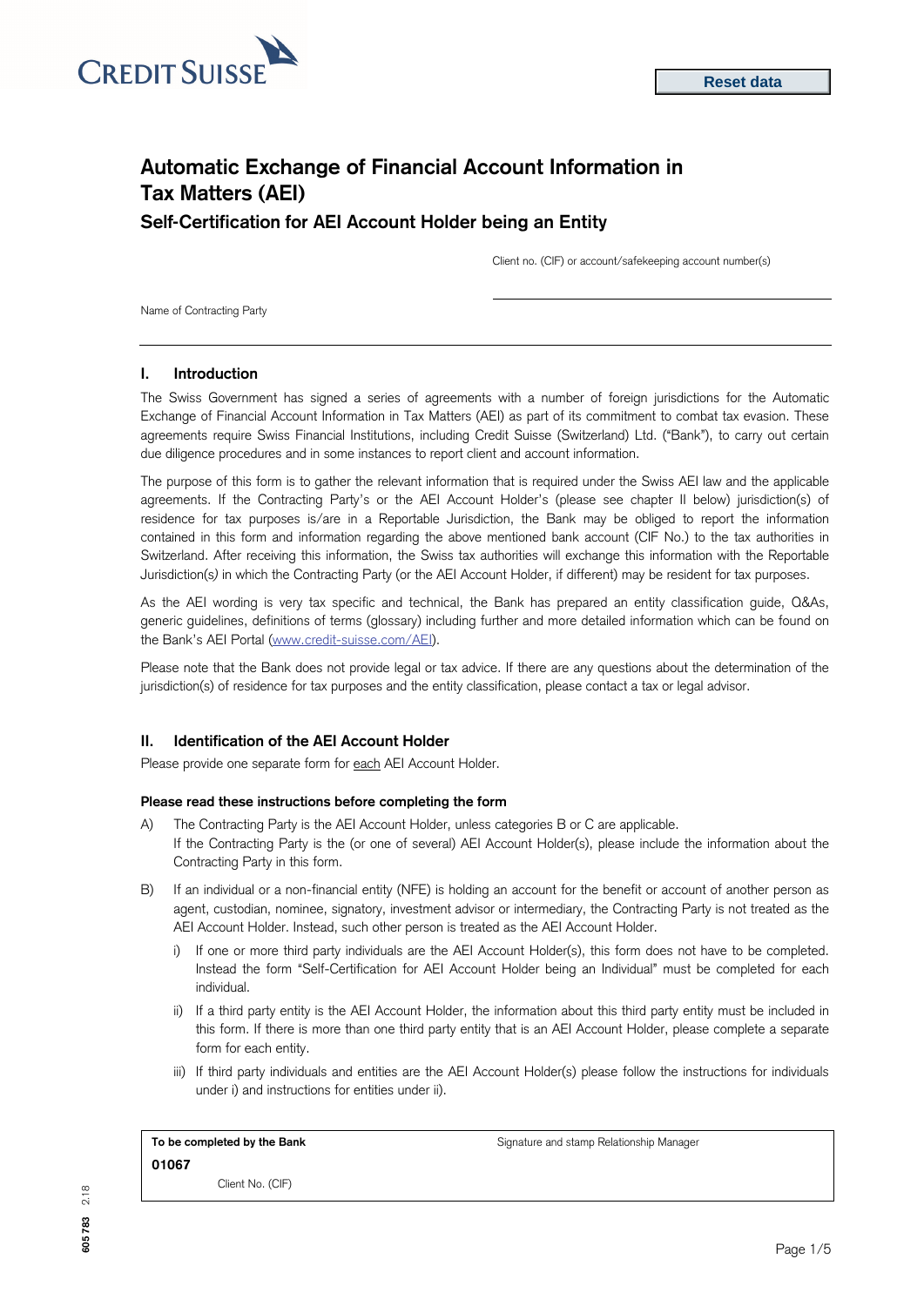Reset data

# Automatic Exchange of Financial Account Information in Tax Matters (AEI)

## Self-Certification for AEI Account Holder being an Entity

Client no. (CIF) or account/safekeeping account number(s)

Name of Contracting Party

### I. Introduction

The Swiss Government has signed a series of agreements with a number of foreign jurisdictions for the Automatic Exchange of Financial Account Information in Tax Matters (AEI) as part of its commitment to combat tax evasion. These agreements require Swiss Financial Institutions, including Credit Suisse (Switzerland) Ltd. ("Bank"), to carry out certain due diligence procedures and in some instances to report client and account information.

The purpose of this form is to gather the relevant information that is required under the Swiss AEI law and the applicable agreements. If the Contracting Party's or the AEI Account Holder's (please see chapter II below) jurisdiction(s) of residence for tax purposes is/are in a Reportable Jurisdiction, the Bank may be obliged to report the information contained in this form and information regarding the above mentioned bank account (CIF No.) to the tax authorities in Switzerland. After receiving this information, the Swiss tax authorities will exchange this information with the Reportable Jurisdiction(s) in which the Contracting Party (or the AEI Account Holder, if different) may be resident for tax purposes.

As the AEI wording is very tax specific and technical, the Bank has prepared an entity classification guide, Q&As, generic guidelines, definitions of terms (glossary) including further and more detailed information which can be found on the Bank's AEI Portal (www.credit-suisse.com/AEI).

Please note that the Bank does not provide legal or tax advice. If there are any questions about the determination of the jurisdiction(s) of residence for tax purposes and the entity classification, please contact a tax or legal advisor.

### II. Identification of the AEI Account Holder

Please provide one separate form for each AEI Account Holder.

**Please read these instructions before completing the form**

A) The Contracting Party is the AEI Account Holder, unless categories B or C are applicable.
If the Contracting Party is the (or one of several) AEI Account Holder(s), please include the information about the Contracting Party in this form.

B) If an individual or a non-financial entity (NFE) is holding an account for the benefit or account of another person as agent, custodian, nominee, signatory, investment advisor or intermediary, the Contracting Party is not treated as the AEI Account Holder. Instead, such other person is treated as the AEI Account Holder.

   i) If one or more third party individuals are the AEI Account Holder(s), this form does not have to be completed. Instead the form "Self-Certification for AEI Account Holder being an Individual" must be completed for each individual.

   ii) If a third party entity is the AEI Account Holder, the information about this third party entity must be included in this form. If there is more than one third party entity that is an AEI Account Holder, please complete a separate form for each entity.

   iii) If third party individuals and entities are the AEI Account Holder(s) please follow the instructions for individuals under i) and instructions for entities under ii).

| **To be completed by the Bank** | Signature and stamp Relationship Manager |
|---|---|
| **01067** | |
| Client No. (CIF) | |

605 783 2.18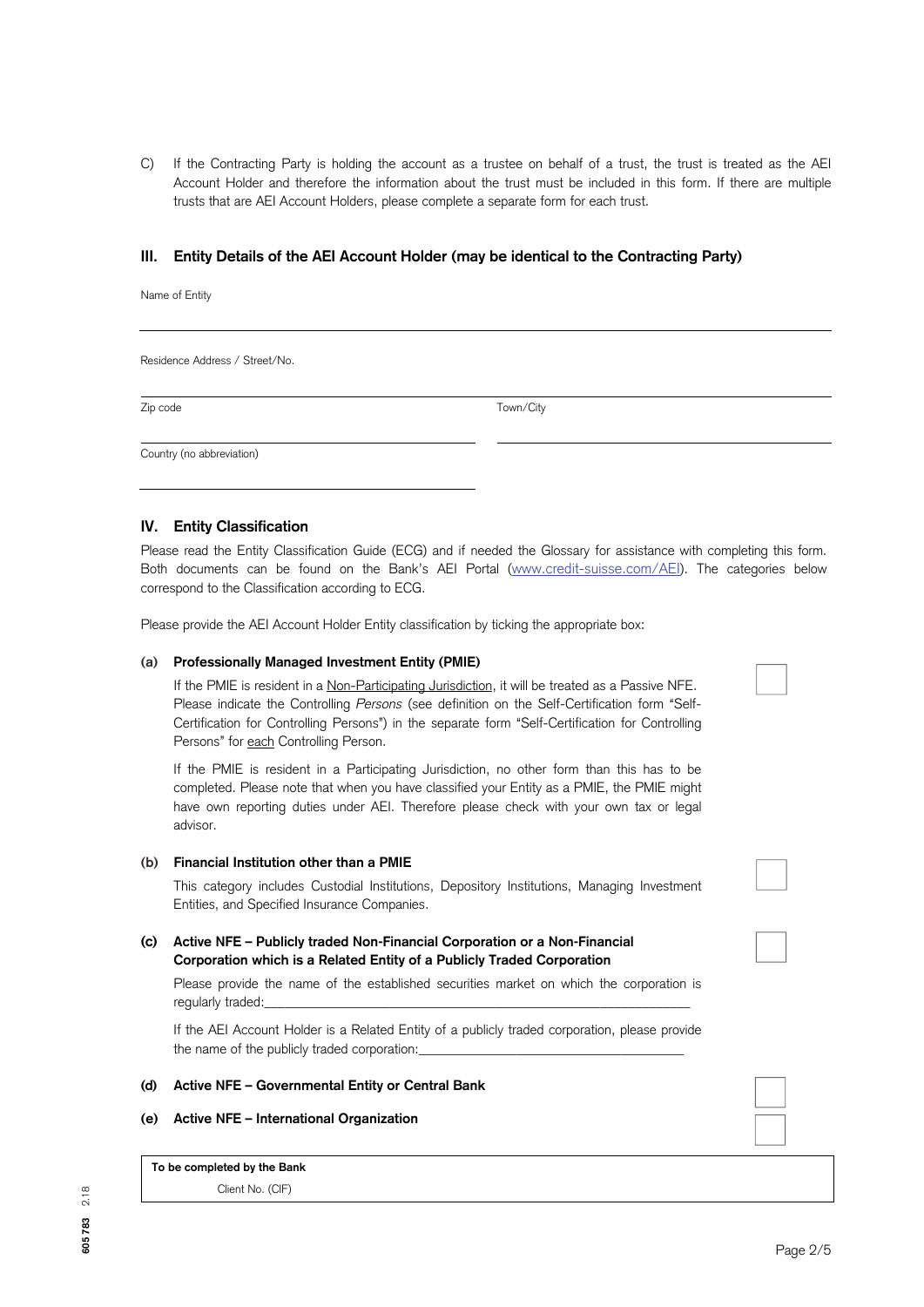C) If the Contracting Party is holding the account as a trustee on behalf of a trust, the trust is treated as the AEI Account Holder and therefore the information about the trust must be included in this form. If there are multiple trusts that are AEI Account Holders, please complete a separate form for each trust.

## III. Entity Details of the AEI Account Holder (may be identical to the Contracting Party)

Name of Entity

_______________________________________________

Residence Address / Street/No.

_______________________________________________

Zip code _______________________ Town/City _______________________

Country (no abbreviation)

_______________________

## IV. Entity Classification

Please read the Entity Classification Guide (ECG) and if needed the Glossary for assistance with completing this form. Both documents can be found on the Bank's AEI Portal (www.credit-suisse.com/AEI). The categories below correspond to the Classification according to ECG.

Please provide the AEI Account Holder Entity classification by ticking the appropriate box:

**(a) Professionally Managed Investment Entity (PMIE)** ☐

If the PMIE is resident in a Non-Participating Jurisdiction, it will be treated as a Passive NFE. Please indicate the Controlling *Persons* (see definition on the Self-Certification form "Self-Certification for Controlling Persons") in the separate form "Self-Certification for Controlling Persons" for each Controlling Person.

If the PMIE is resident in a Participating Jurisdiction, no other form than this has to be completed. Please note that when you have classified your Entity as a PMIE, the PMIE might have own reporting duties under AEI. Therefore please check with your own tax or legal advisor.

**(b) Financial Institution other than a PMIE** ☐

This category includes Custodial Institutions, Depository Institutions, Managing Investment Entities, and Specified Insurance Companies.

**(c) Active NFE – Publicly traded Non-Financial Corporation or a Non-Financial Corporation which is a Related Entity of a Publicly Traded Corporation** ☐

Please provide the name of the established securities market on which the corporation is regularly traded:_______________________________________________

If the AEI Account Holder is a Related Entity of a publicly traded corporation, please provide the name of the publicly traded corporation:_______________________________

**(d) Active NFE – Governmental Entity or Central Bank** ☐

**(e) Active NFE – International Organization** ☐

| **To be completed by the Bank** |
|---|
| Client No. (CIF) |

605 783 2.18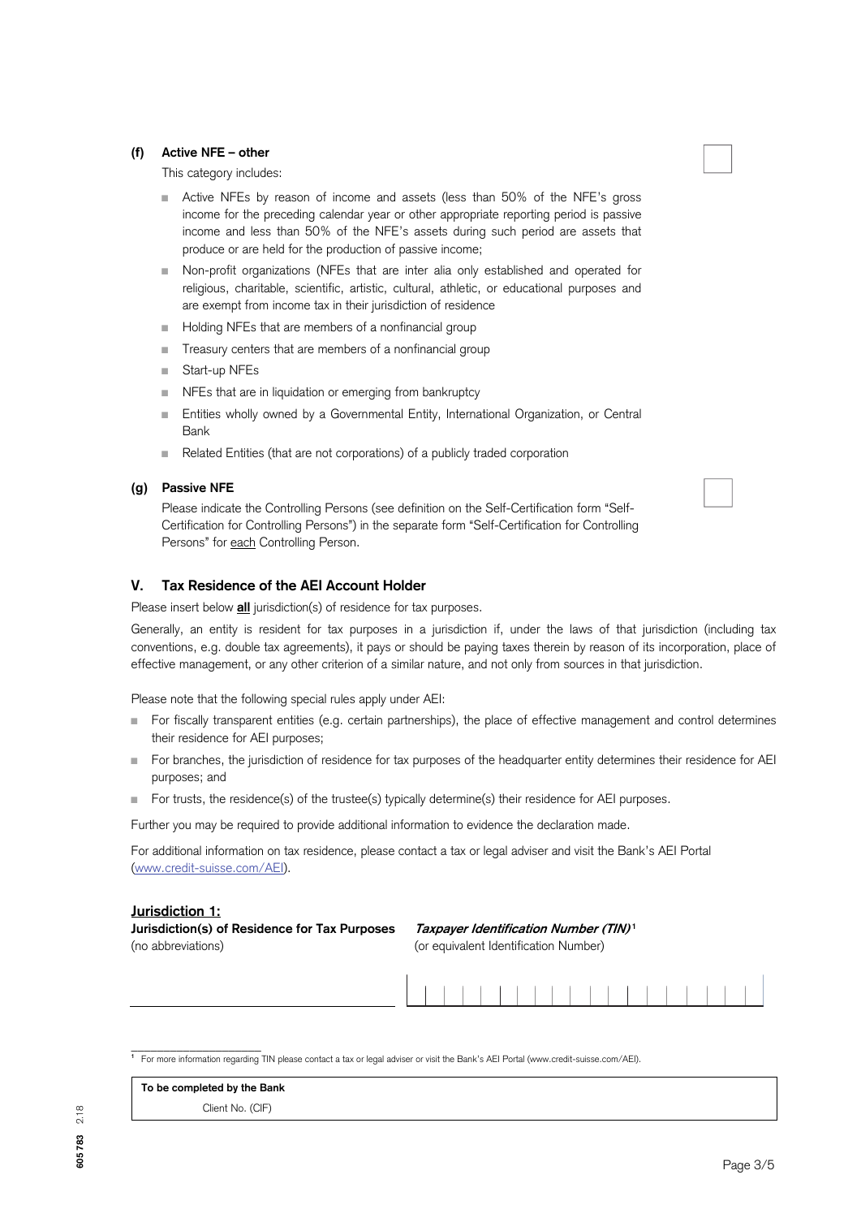**(f) Active NFE – other** ☐

This category includes:

- Active NFEs by reason of income and assets (less than 50% of the NFE's gross income for the preceding calendar year or other appropriate reporting period is passive income and less than 50% of the NFE's assets during such period are assets that produce or are held for the production of passive income;
- Non-profit organizations (NFEs that are inter alia only established and operated for religious, charitable, scientific, artistic, cultural, athletic, or educational purposes and are exempt from income tax in their jurisdiction of residence
- Holding NFEs that are members of a nonfinancial group
- Treasury centers that are members of a nonfinancial group
- Start-up NFEs
- NFEs that are in liquidation or emerging from bankruptcy
- Entities wholly owned by a Governmental Entity, International Organization, or Central Bank
- Related Entities (that are not corporations) of a publicly traded corporation

**(g) Passive NFE** ☐

Please indicate the Controlling Persons (see definition on the Self-Certification form "Self-Certification for Controlling Persons") in the separate form "Self-Certification for Controlling Persons" for each Controlling Person.

## V. Tax Residence of the AEI Account Holder

Please insert below **all** jurisdiction(s) of residence for tax purposes.

Generally, an entity is resident for tax purposes in a jurisdiction if, under the laws of that jurisdiction (including tax conventions, e.g. double tax agreements), it pays or should be paying taxes therein by reason of its incorporation, place of effective management, or any other criterion of a similar nature, and not only from sources in that jurisdiction.

Please note that the following special rules apply under AEI:

- For fiscally transparent entities (e.g. certain partnerships), the place of effective management and control determines their residence for AEI purposes;
- For branches, the jurisdiction of residence for tax purposes of the headquarter entity determines their residence for AEI purposes; and
- For trusts, the residence(s) of the trustee(s) typically determine(s) their residence for AEI purposes.

Further you may be required to provide additional information to evidence the declaration made.

For additional information on tax residence, please contact a tax or legal adviser and visit the Bank's AEI Portal (www.credit-suisse.com/AEI).

**Jurisdiction 1:**

| **Jurisdiction(s) of Residence for Tax Purposes** (no abbreviations) | ***Taxpayer Identification Number (TIN)***[1] (or equivalent Identification Number) |
| --- | --- |
| | |

[1] For more information regarding TIN please contact a tax or legal adviser or visit the Bank's AEI Portal (www.credit-suisse.com/AEI).

**To be completed by the Bank**

Client No. (CIF)

605 783 2.18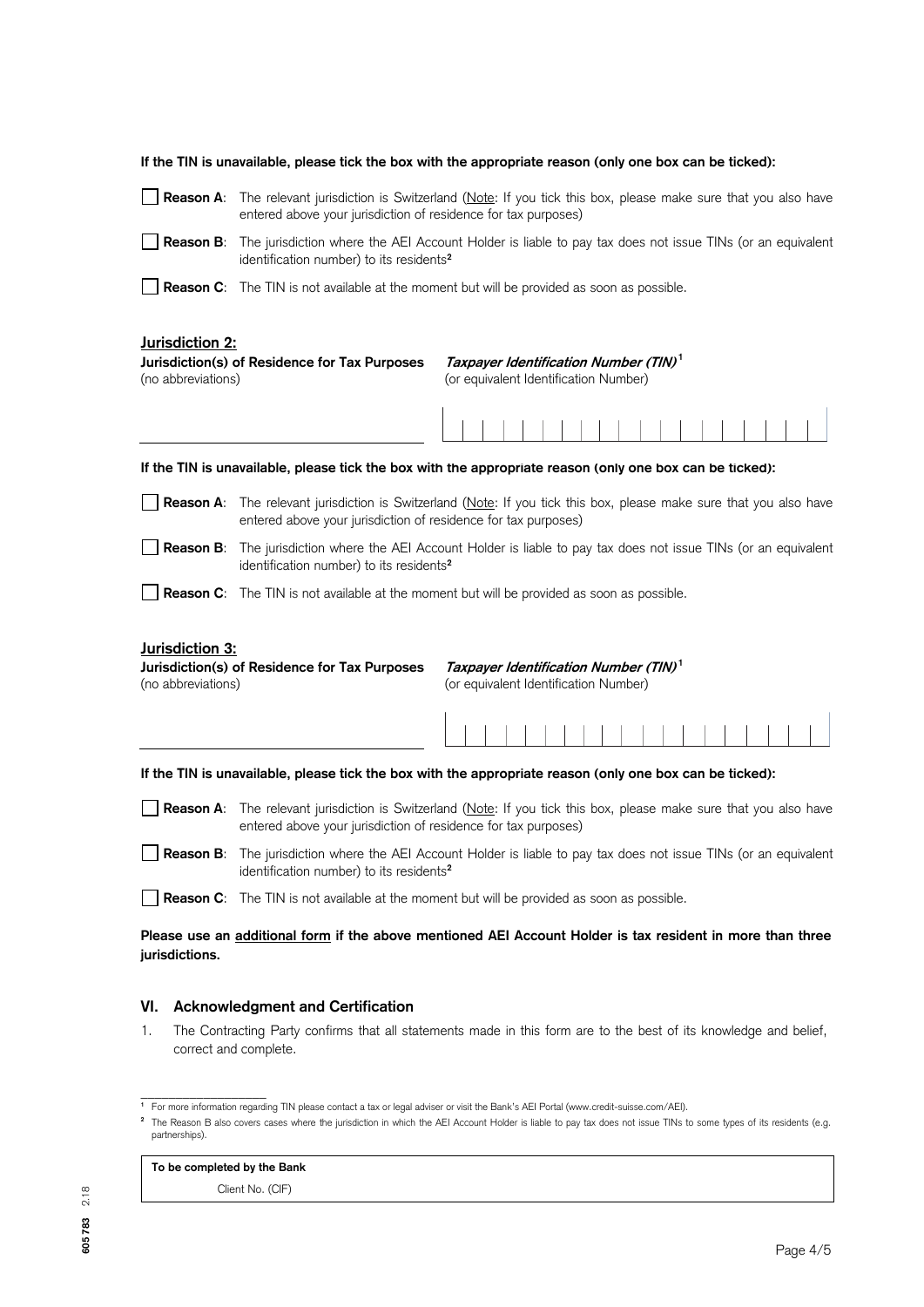**If the TIN is unavailable, please tick the box with the appropriate reason (only one box can be ticked):**

☐ **Reason A**: The relevant jurisdiction is Switzerland (Note: If you tick this box, please make sure that you also have entered above your jurisdiction of residence for tax purposes)

☐ **Reason B**: The jurisdiction where the AEI Account Holder is liable to pay tax does not issue TINs (or an equivalent identification number) to its residents[2]

☐ **Reason C**: The TIN is not available at the moment but will be provided as soon as possible.

**Jurisdiction 2:**

| **Jurisdiction(s) of Residence for Tax Purposes** (no abbreviations) | ***Taxpayer Identification Number (TIN)***[1] (or equivalent Identification Number) |
|---|---|
| | |

**If the TIN is unavailable, please tick the box with the appropriate reason (only one box can be ticked):**

☐ **Reason A**: The relevant jurisdiction is Switzerland (Note: If you tick this box, please make sure that you also have entered above your jurisdiction of residence for tax purposes)

☐ **Reason B**: The jurisdiction where the AEI Account Holder is liable to pay tax does not issue TINs (or an equivalent identification number) to its residents[2]

☐ **Reason C**: The TIN is not available at the moment but will be provided as soon as possible.

**Jurisdiction 3:**

| **Jurisdiction(s) of Residence for Tax Purposes** (no abbreviations) | ***Taxpayer Identification Number (TIN)***[1] (or equivalent Identification Number) |
|---|---|
| | |

**If the TIN is unavailable, please tick the box with the appropriate reason (only one box can be ticked):**

☐ **Reason A**: The relevant jurisdiction is Switzerland (Note: If you tick this box, please make sure that you also have entered above your jurisdiction of residence for tax purposes)

☐ **Reason B**: The jurisdiction where the AEI Account Holder is liable to pay tax does not issue TINs (or an equivalent identification number) to its residents[2]

☐ **Reason C**: The TIN is not available at the moment but will be provided as soon as possible.

**Please use an additional form if the above mentioned AEI Account Holder is tax resident in more than three jurisdictions.**

## VI. Acknowledgment and Certification

1. The Contracting Party confirms that all statements made in this form are to the best of its knowledge and belief, correct and complete.

---

[1] For more information regarding TIN please contact a tax or legal adviser or visit the Bank's AEI Portal (www.credit-suisse.com/AEI).

[2] The Reason B also covers cases where the jurisdiction in which the AEI Account Holder is liable to pay tax does not issue TINs to some types of its residents (e.g. partnerships).

| **To be completed by the Bank** |
|---|
| Client No. (CIF) |

605 783 2.18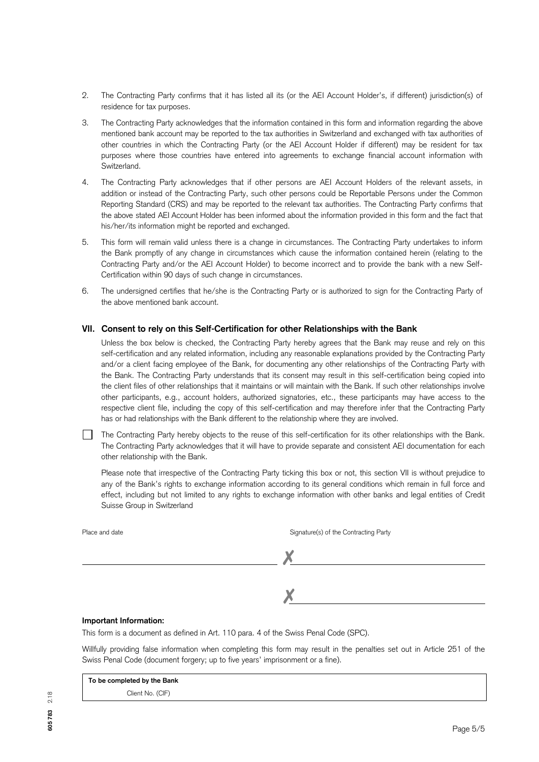2. The Contracting Party confirms that it has listed all its (or the AEI Account Holder's, if different) jurisdiction(s) of residence for tax purposes.
3. The Contracting Party acknowledges that the information contained in this form and information regarding the above mentioned bank account may be reported to the tax authorities in Switzerland and exchanged with tax authorities of other countries in which the Contracting Party (or the AEI Account Holder if different) may be resident for tax purposes where those countries have entered into agreements to exchange financial account information with Switzerland.
4. The Contracting Party acknowledges that if other persons are AEI Account Holders of the relevant assets, in addition or instead of the Contracting Party, such other persons could be Reportable Persons under the Common Reporting Standard (CRS) and may be reported to the relevant tax authorities. The Contracting Party confirms that the above stated AEI Account Holder has been informed about the information provided in this form and the fact that his/her/its information might be reported and exchanged.
5. This form will remain valid unless there is a change in circumstances. The Contracting Party undertakes to inform the Bank promptly of any change in circumstances which cause the information contained herein (relating to the Contracting Party and/or the AEI Account Holder) to become incorrect and to provide the bank with a new Self-Certification within 90 days of such change in circumstances.
6. The undersigned certifies that he/she is the Contracting Party or is authorized to sign for the Contracting Party of the above mentioned bank account.

## VII. Consent to rely on this Self-Certification for other Relationships with the Bank

Unless the box below is checked, the Contracting Party hereby agrees that the Bank may reuse and rely on this self-certification and any related information, including any reasonable explanations provided by the Contracting Party and/or a client facing employee of the Bank, for documenting any other relationships of the Contracting Party with the Bank. The Contracting Party understands that its consent may result in this self-certification being copied into the client files of other relationships that it maintains or will maintain with the Bank. If such other relationships involve other participants, e.g., account holders, authorized signatories, etc., these participants may have access to the respective client file, including the copy of this self-certification and may therefore infer that the Contracting Party has or had relationships with the Bank different to the relationship where they are involved.

☐ The Contracting Party hereby objects to the reuse of this self-certification for its other relationships with the Bank. The Contracting Party acknowledges that it will have to provide separate and consistent AEI documentation for each other relationship with the Bank.

Please note that irrespective of the Contracting Party ticking this box or not, this section VII is without prejudice to any of the Bank's rights to exchange information according to its general conditions which remain in full force and effect, including but not limited to any rights to exchange information with other banks and legal entities of Credit Suisse Group in Switzerland

Place and date ____________________

Signature(s) of the Contracting Party

✗ ____________________

✗ ____________________

**Important Information:**

This form is a document as defined in Art. 110 para. 4 of the Swiss Penal Code (SPC).

Willfully providing false information when completing this form may result in the penalties set out in Article 251 of the Swiss Penal Code (document forgery; up to five years' imprisonment or a fine).

| **To be completed by the Bank** |
| --- |
| Client No. (CIF) |

605 783 2.18